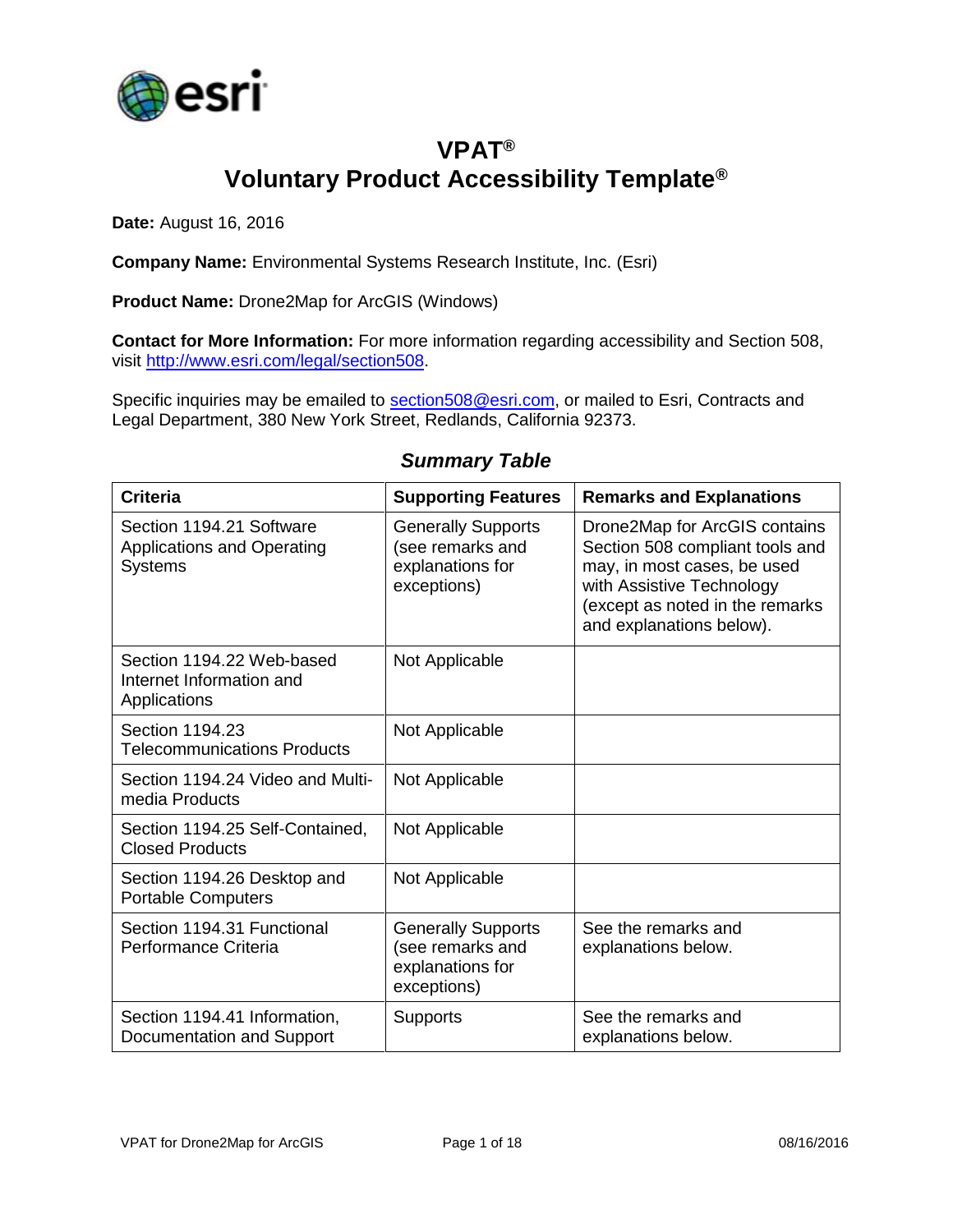# VPAT®
# Voluntary Product Accessibility Template®

**Date:** August 16, 2016

**Company Name:** Environmental Systems Research Institute, Inc. (Esri)

**Product Name:** Drone2Map for ArcGIS (Windows)

**Contact for More Information:** For more information regarding accessibility and Section 508, visit http://www.esri.com/legal/section508.

Specific inquiries may be emailed to section508@esri.com, or mailed to Esri, Contracts and Legal Department, 380 New York Street, Redlands, California 92373.

### *Summary Table*

| Criteria | Supporting Features | Remarks and Explanations |
|---|---|---|
| Section 1194.21 Software Applications and Operating Systems | Generally Supports (see remarks and explanations for exceptions) | Drone2Map for ArcGIS contains Section 508 compliant tools and may, in most cases, be used with Assistive Technology (except as noted in the remarks and explanations below). |
| Section 1194.22 Web-based Internet Information and Applications | Not Applicable | |
| Section 1194.23 Telecommunications Products | Not Applicable | |
| Section 1194.24 Video and Multi-media Products | Not Applicable | |
| Section 1194.25 Self-Contained, Closed Products | Not Applicable | |
| Section 1194.26 Desktop and Portable Computers | Not Applicable | |
| Section 1194.31 Functional Performance Criteria | Generally Supports (see remarks and explanations for exceptions) | See the remarks and explanations below. |
| Section 1194.41 Information, Documentation and Support | Supports | See the remarks and explanations below. |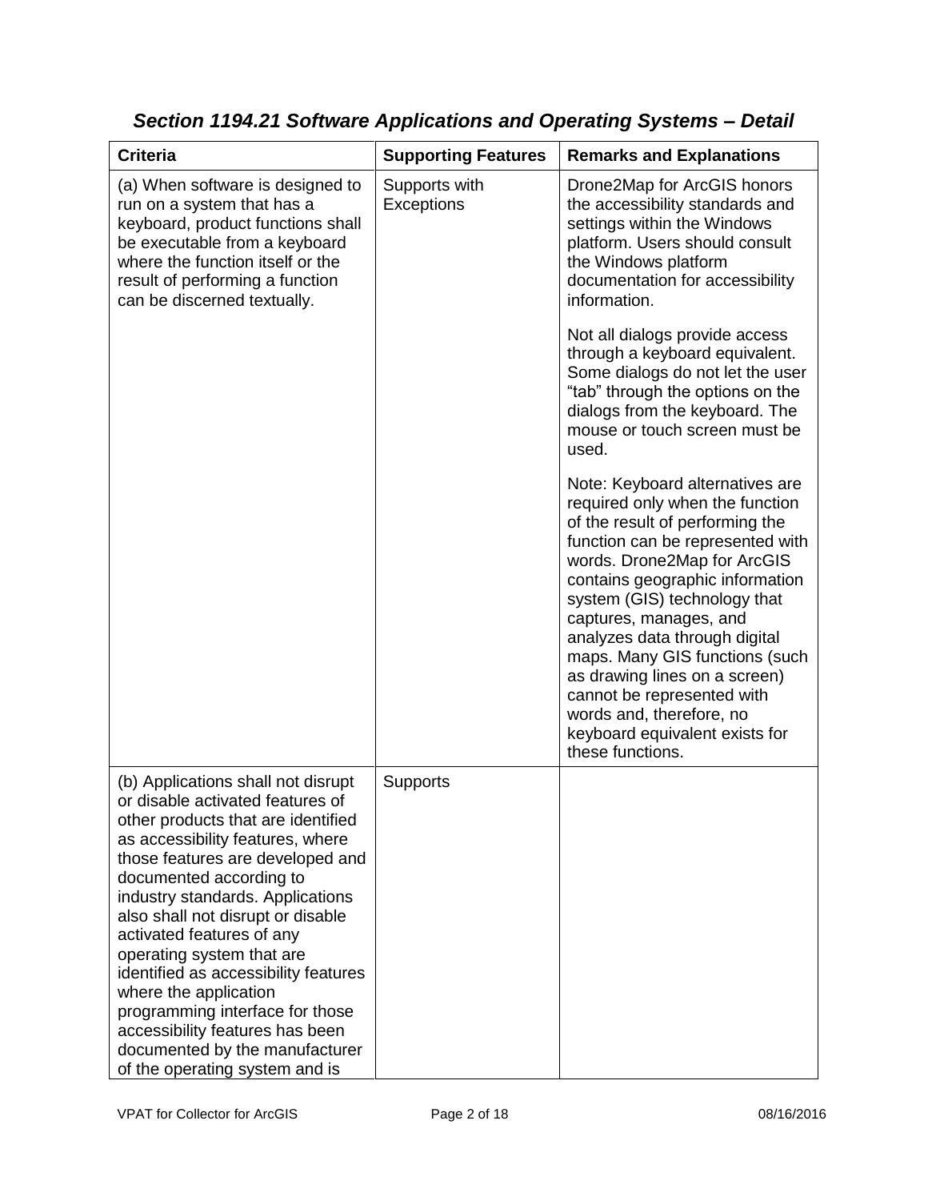## *Section 1194.21 Software Applications and Operating Systems – Detail*

| Criteria | Supporting Features | Remarks and Explanations |
|---|---|---|
| (a) When software is designed to run on a system that has a keyboard, product functions shall be executable from a keyboard where the function itself or the result of performing a function can be discerned textually. | Supports with Exceptions | Drone2Map for ArcGIS honors the accessibility standards and settings within the Windows platform. Users should consult the Windows platform documentation for accessibility information.<br><br>Not all dialogs provide access through a keyboard equivalent. Some dialogs do not let the user "tab" through the options on the dialogs from the keyboard. The mouse or touch screen must be used.<br><br>Note: Keyboard alternatives are required only when the function of the result of performing the function can be represented with words. Drone2Map for ArcGIS contains geographic information system (GIS) technology that captures, manages, and analyzes data through digital maps. Many GIS functions (such as drawing lines on a screen) cannot be represented with words and, therefore, no keyboard equivalent exists for these functions. |
| (b) Applications shall not disrupt or disable activated features of other products that are identified as accessibility features, where those features are developed and documented according to industry standards. Applications also shall not disrupt or disable activated features of any operating system that are identified as accessibility features where the application programming interface for those accessibility features has been documented by the manufacturer of the operating system and is | Supports | |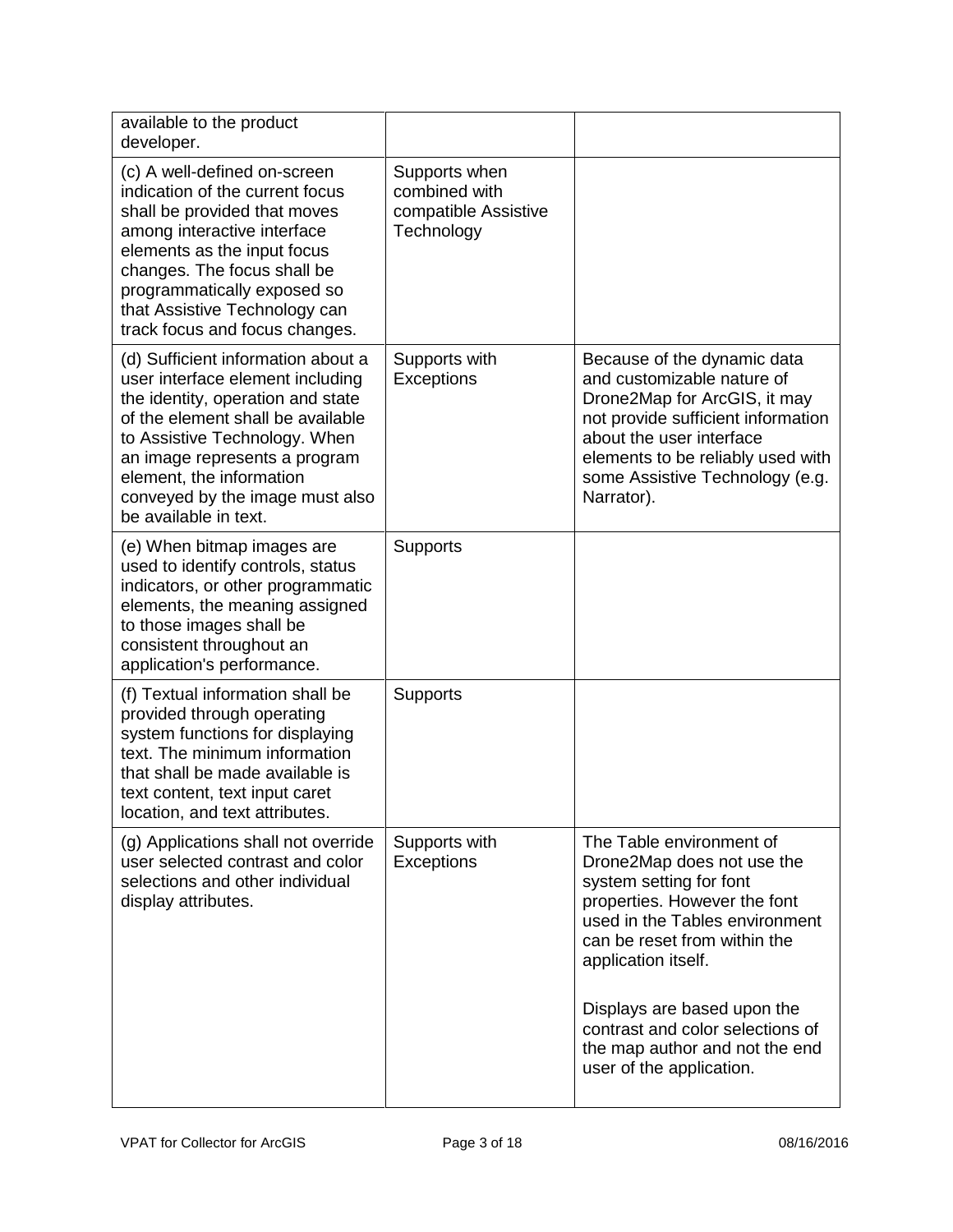| | | |
|---|---|---|
| available to the product developer. | | |
| (c) A well-defined on-screen indication of the current focus shall be provided that moves among interactive interface elements as the input focus changes. The focus shall be programmatically exposed so that Assistive Technology can track focus and focus changes. | Supports when combined with compatible Assistive Technology | |
| (d) Sufficient information about a user interface element including the identity, operation and state of the element shall be available to Assistive Technology. When an image represents a program element, the information conveyed by the image must also be available in text. | Supports with Exceptions | Because of the dynamic data and customizable nature of Drone2Map for ArcGIS, it may not provide sufficient information about the user interface elements to be reliably used with some Assistive Technology (e.g. Narrator). |
| (e) When bitmap images are used to identify controls, status indicators, or other programmatic elements, the meaning assigned to those images shall be consistent throughout an application's performance. | Supports | |
| (f) Textual information shall be provided through operating system functions for displaying text. The minimum information that shall be made available is text content, text input caret location, and text attributes. | Supports | |
| (g) Applications shall not override user selected contrast and color selections and other individual display attributes. | Supports with Exceptions | The Table environment of Drone2Map does not use the system setting for font properties. However the font used in the Tables environment can be reset from within the application itself.<br><br>Displays are based upon the contrast and color selections of the map author and not the end user of the application. |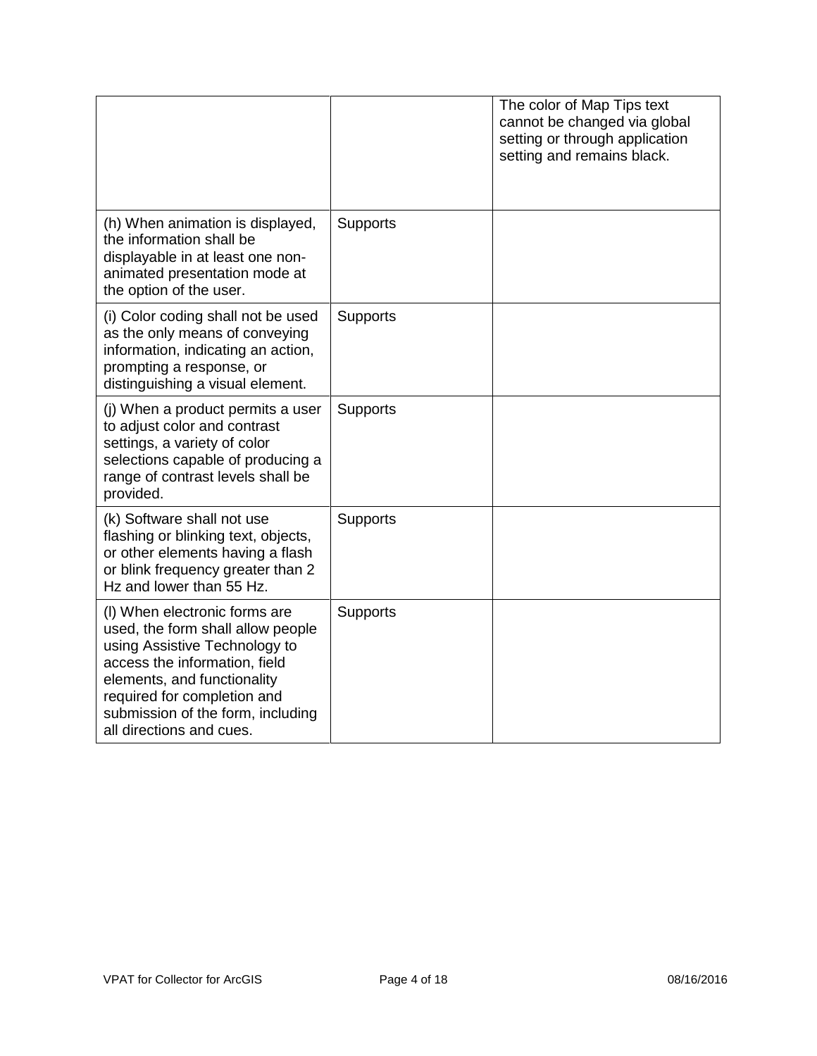| | | |
|---|---|---|
| | | The color of Map Tips text cannot be changed via global setting or through application setting and remains black. |
| (h) When animation is displayed, the information shall be displayable in at least one non-animated presentation mode at the option of the user. | Supports | |
| (i) Color coding shall not be used as the only means of conveying information, indicating an action, prompting a response, or distinguishing a visual element. | Supports | |
| (j) When a product permits a user to adjust color and contrast settings, a variety of color selections capable of producing a range of contrast levels shall be provided. | Supports | |
| (k) Software shall not use flashing or blinking text, objects, or other elements having a flash or blink frequency greater than 2 Hz and lower than 55 Hz. | Supports | |
| (l) When electronic forms are used, the form shall allow people using Assistive Technology to access the information, field elements, and functionality required for completion and submission of the form, including all directions and cues. | Supports | |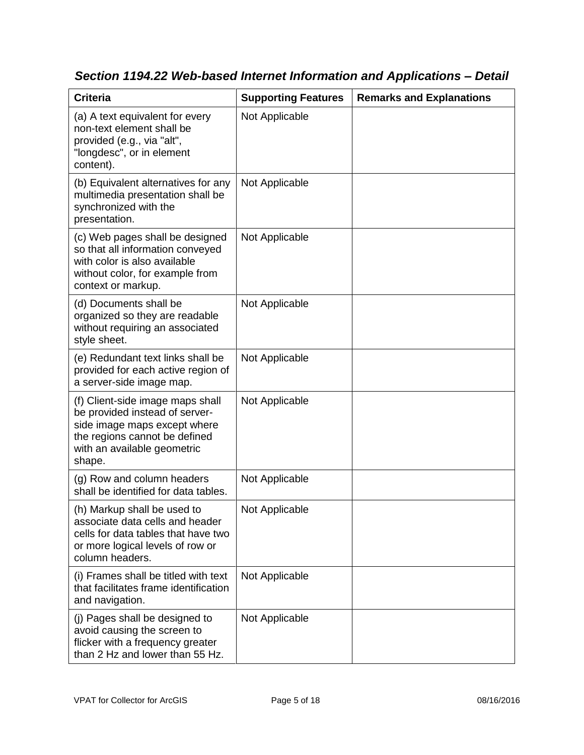### *Section 1194.22 Web-based Internet Information and Applications – Detail*

| Criteria | Supporting Features | Remarks and Explanations |
| --- | --- | --- |
| (a) A text equivalent for every non-text element shall be provided (e.g., via "alt", "longdesc", or in element content). | Not Applicable | |
| (b) Equivalent alternatives for any multimedia presentation shall be synchronized with the presentation. | Not Applicable | |
| (c) Web pages shall be designed so that all information conveyed with color is also available without color, for example from context or markup. | Not Applicable | |
| (d) Documents shall be organized so they are readable without requiring an associated style sheet. | Not Applicable | |
| (e) Redundant text links shall be provided for each active region of a server-side image map. | Not Applicable | |
| (f) Client-side image maps shall be provided instead of server-side image maps except where the regions cannot be defined with an available geometric shape. | Not Applicable | |
| (g) Row and column headers shall be identified for data tables. | Not Applicable | |
| (h) Markup shall be used to associate data cells and header cells for data tables that have two or more logical levels of row or column headers. | Not Applicable | |
| (i) Frames shall be titled with text that facilitates frame identification and navigation. | Not Applicable | |
| (j) Pages shall be designed to avoid causing the screen to flicker with a frequency greater than 2 Hz and lower than 55 Hz. | Not Applicable | |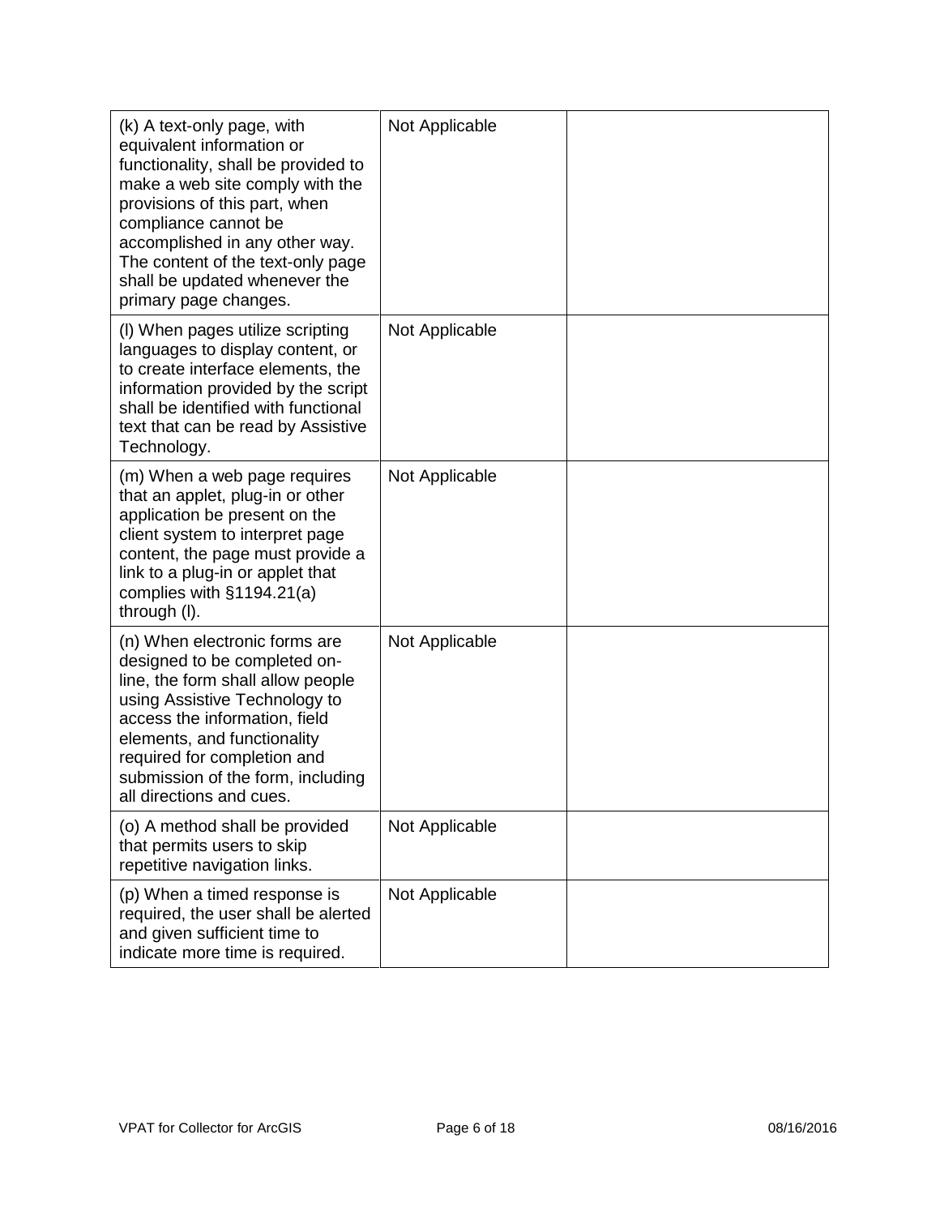| | | |
|---|---|---|
| (k) A text-only page, with equivalent information or functionality, shall be provided to make a web site comply with the provisions of this part, when compliance cannot be accomplished in any other way. The content of the text-only page shall be updated whenever the primary page changes. | Not Applicable | |
| (l) When pages utilize scripting languages to display content, or to create interface elements, the information provided by the script shall be identified with functional text that can be read by Assistive Technology. | Not Applicable | |
| (m) When a web page requires that an applet, plug-in or other application be present on the client system to interpret page content, the page must provide a link to a plug-in or applet that complies with §1194.21(a) through (l). | Not Applicable | |
| (n) When electronic forms are designed to be completed on-line, the form shall allow people using Assistive Technology to access the information, field elements, and functionality required for completion and submission of the form, including all directions and cues. | Not Applicable | |
| (o) A method shall be provided that permits users to skip repetitive navigation links. | Not Applicable | |
| (p) When a timed response is required, the user shall be alerted and given sufficient time to indicate more time is required. | Not Applicable | |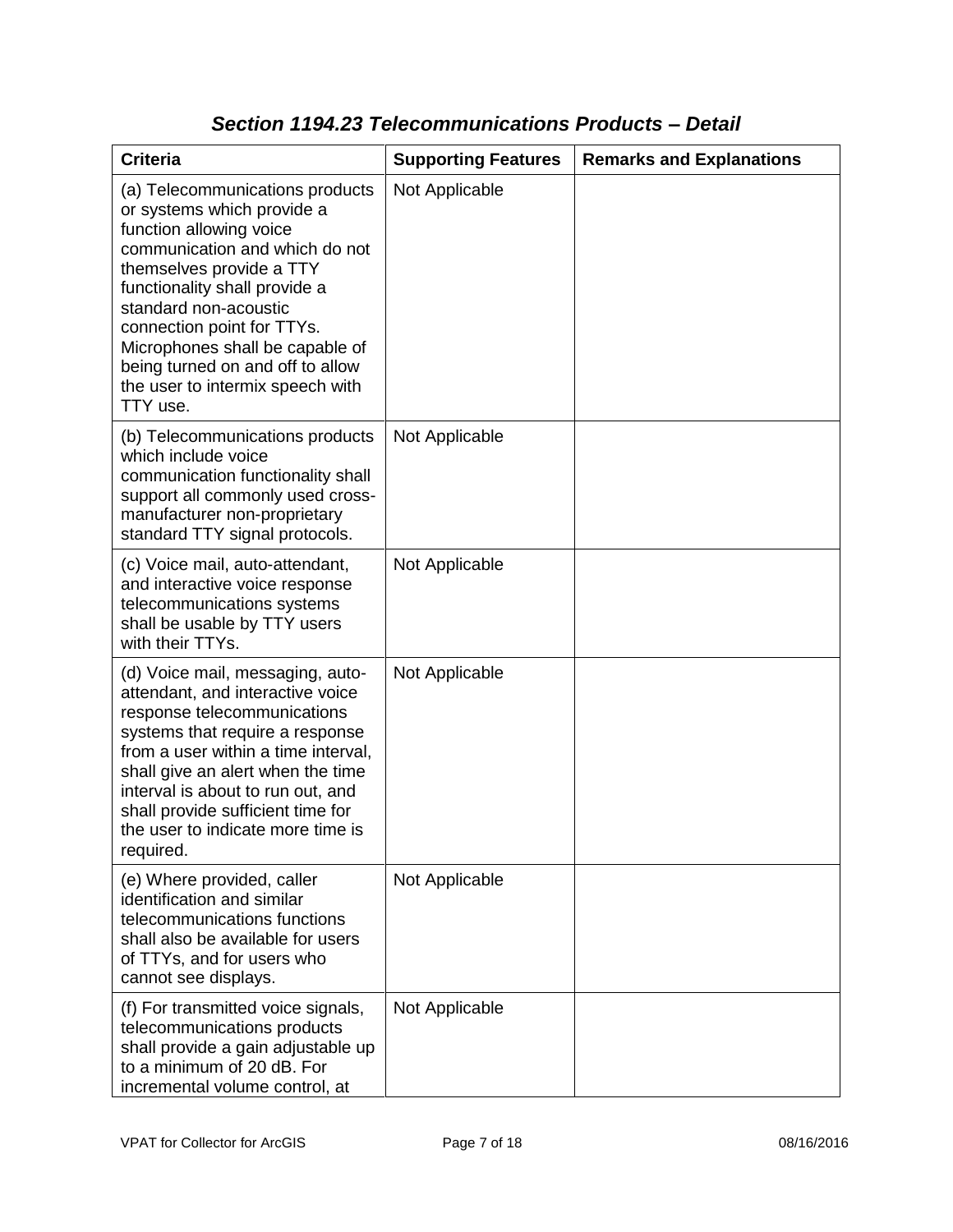## *Section 1194.23 Telecommunications Products – Detail*

| Criteria | Supporting Features | Remarks and Explanations |
|---|---|---|
| (a) Telecommunications products or systems which provide a function allowing voice communication and which do not themselves provide a TTY functionality shall provide a standard non-acoustic connection point for TTYs. Microphones shall be capable of being turned on and off to allow the user to intermix speech with TTY use. | Not Applicable | |
| (b) Telecommunications products which include voice communication functionality shall support all commonly used cross-manufacturer non-proprietary standard TTY signal protocols. | Not Applicable | |
| (c) Voice mail, auto-attendant, and interactive voice response telecommunications systems shall be usable by TTY users with their TTYs. | Not Applicable | |
| (d) Voice mail, messaging, auto-attendant, and interactive voice response telecommunications systems that require a response from a user within a time interval, shall give an alert when the time interval is about to run out, and shall provide sufficient time for the user to indicate more time is required. | Not Applicable | |
| (e) Where provided, caller identification and similar telecommunications functions shall also be available for users of TTYs, and for users who cannot see displays. | Not Applicable | |
| (f) For transmitted voice signals, telecommunications products shall provide a gain adjustable up to a minimum of 20 dB. For incremental volume control, at | Not Applicable | |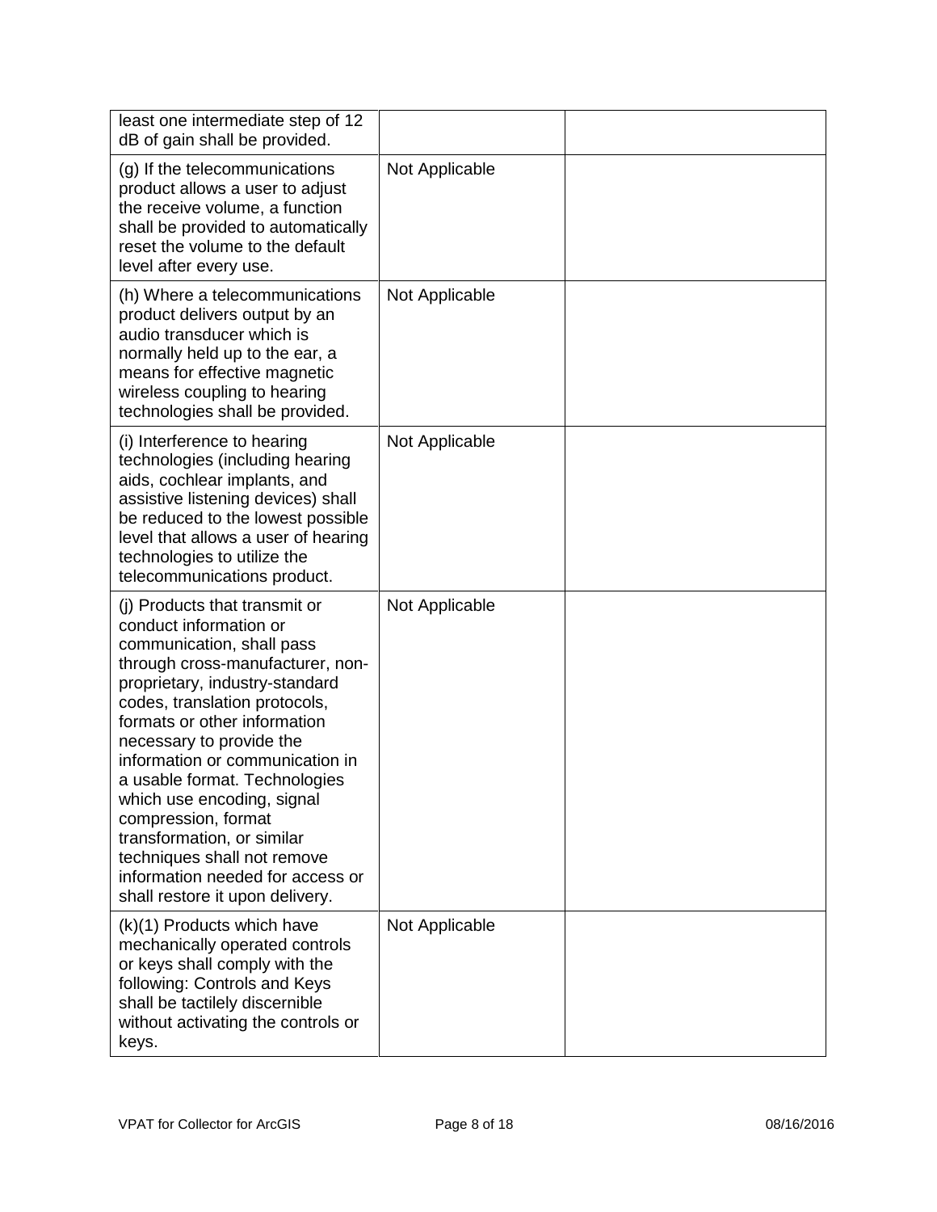| | | |
|---|---|---|
| least one intermediate step of 12 dB of gain shall be provided. | | |
| (g) If the telecommunications product allows a user to adjust the receive volume, a function shall be provided to automatically reset the volume to the default level after every use. | Not Applicable | |
| (h) Where a telecommunications product delivers output by an audio transducer which is normally held up to the ear, a means for effective magnetic wireless coupling to hearing technologies shall be provided. | Not Applicable | |
| (i) Interference to hearing technologies (including hearing aids, cochlear implants, and assistive listening devices) shall be reduced to the lowest possible level that allows a user of hearing technologies to utilize the telecommunications product. | Not Applicable | |
| (j) Products that transmit or conduct information or communication, shall pass through cross-manufacturer, non-proprietary, industry-standard codes, translation protocols, formats or other information necessary to provide the information or communication in a usable format. Technologies which use encoding, signal compression, format transformation, or similar techniques shall not remove information needed for access or shall restore it upon delivery. | Not Applicable | |
| (k)(1) Products which have mechanically operated controls or keys shall comply with the following: Controls and Keys shall be tactilely discernible without activating the controls or keys. | Not Applicable | |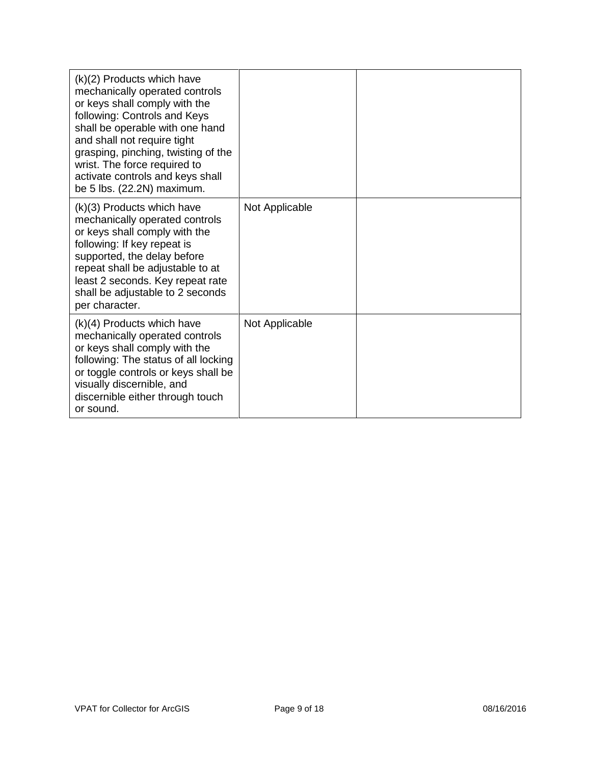| | | |
|---|---|---|
| (k)(2) Products which have mechanically operated controls or keys shall comply with the following: Controls and Keys shall be operable with one hand and shall not require tight grasping, pinching, twisting of the wrist. The force required to activate controls and keys shall be 5 lbs. (22.2N) maximum. | | |
| (k)(3) Products which have mechanically operated controls or keys shall comply with the following: If key repeat is supported, the delay before repeat shall be adjustable to at least 2 seconds. Key repeat rate shall be adjustable to 2 seconds per character. | Not Applicable | |
| (k)(4) Products which have mechanically operated controls or keys shall comply with the following: The status of all locking or toggle controls or keys shall be visually discernible, and discernible either through touch or sound. | Not Applicable | |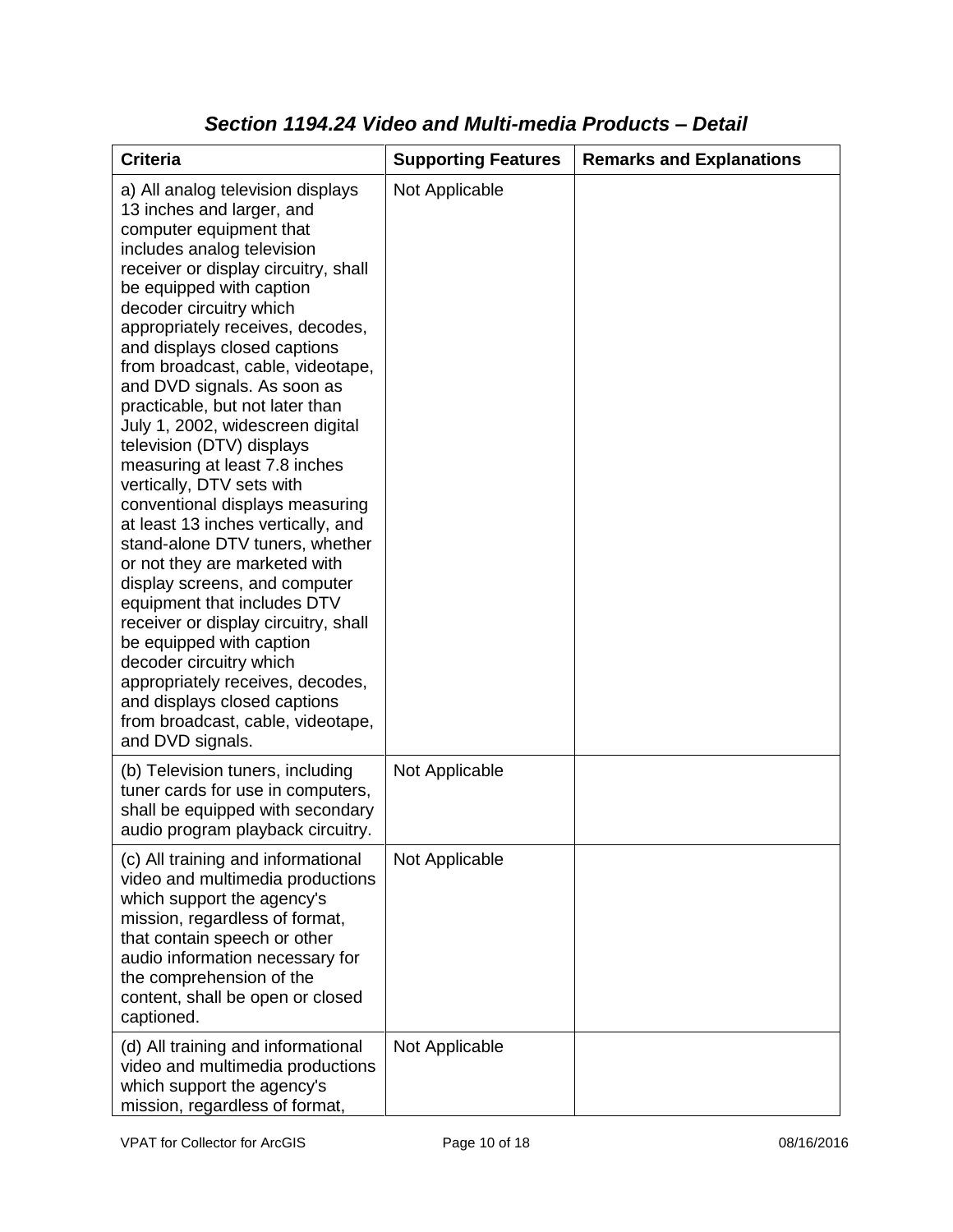## *Section 1194.24 Video and Multi-media Products – Detail*

| Criteria | Supporting Features | Remarks and Explanations |
|---|---|---|
| a) All analog television displays 13 inches and larger, and computer equipment that includes analog television receiver or display circuitry, shall be equipped with caption decoder circuitry which appropriately receives, decodes, and displays closed captions from broadcast, cable, videotape, and DVD signals. As soon as practicable, but not later than July 1, 2002, widescreen digital television (DTV) displays measuring at least 7.8 inches vertically, DTV sets with conventional displays measuring at least 13 inches vertically, and stand-alone DTV tuners, whether or not they are marketed with display screens, and computer equipment that includes DTV receiver or display circuitry, shall be equipped with caption decoder circuitry which appropriately receives, decodes, and displays closed captions from broadcast, cable, videotape, and DVD signals. | Not Applicable | |
| (b) Television tuners, including tuner cards for use in computers, shall be equipped with secondary audio program playback circuitry. | Not Applicable | |
| (c) All training and informational video and multimedia productions which support the agency's mission, regardless of format, that contain speech or other audio information necessary for the comprehension of the content, shall be open or closed captioned. | Not Applicable | |
| (d) All training and informational video and multimedia productions which support the agency's mission, regardless of format, | Not Applicable | |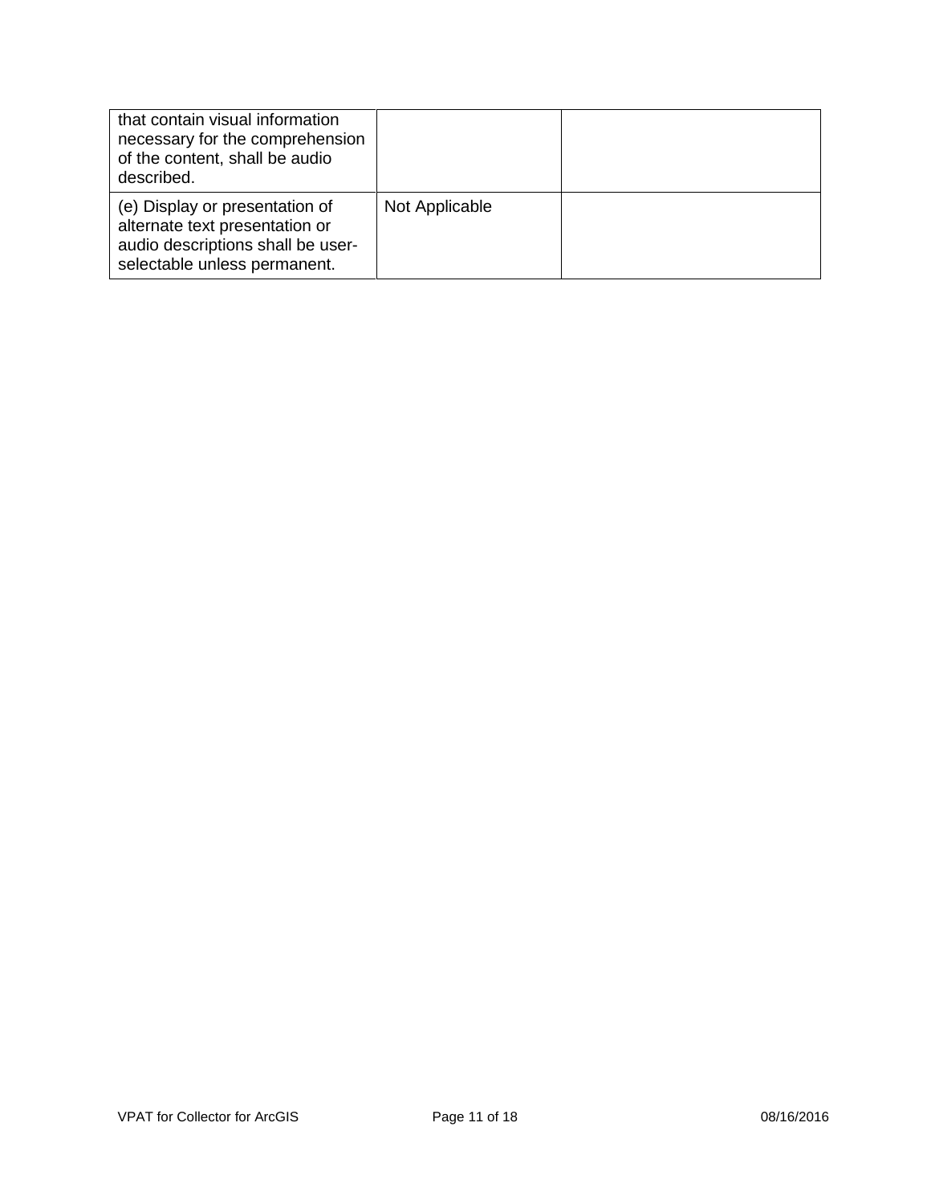| | | |
|---|---|---|
| that contain visual information necessary for the comprehension of the content, shall be audio described. | | |
| (e) Display or presentation of alternate text presentation or audio descriptions shall be user-selectable unless permanent. | Not Applicable | |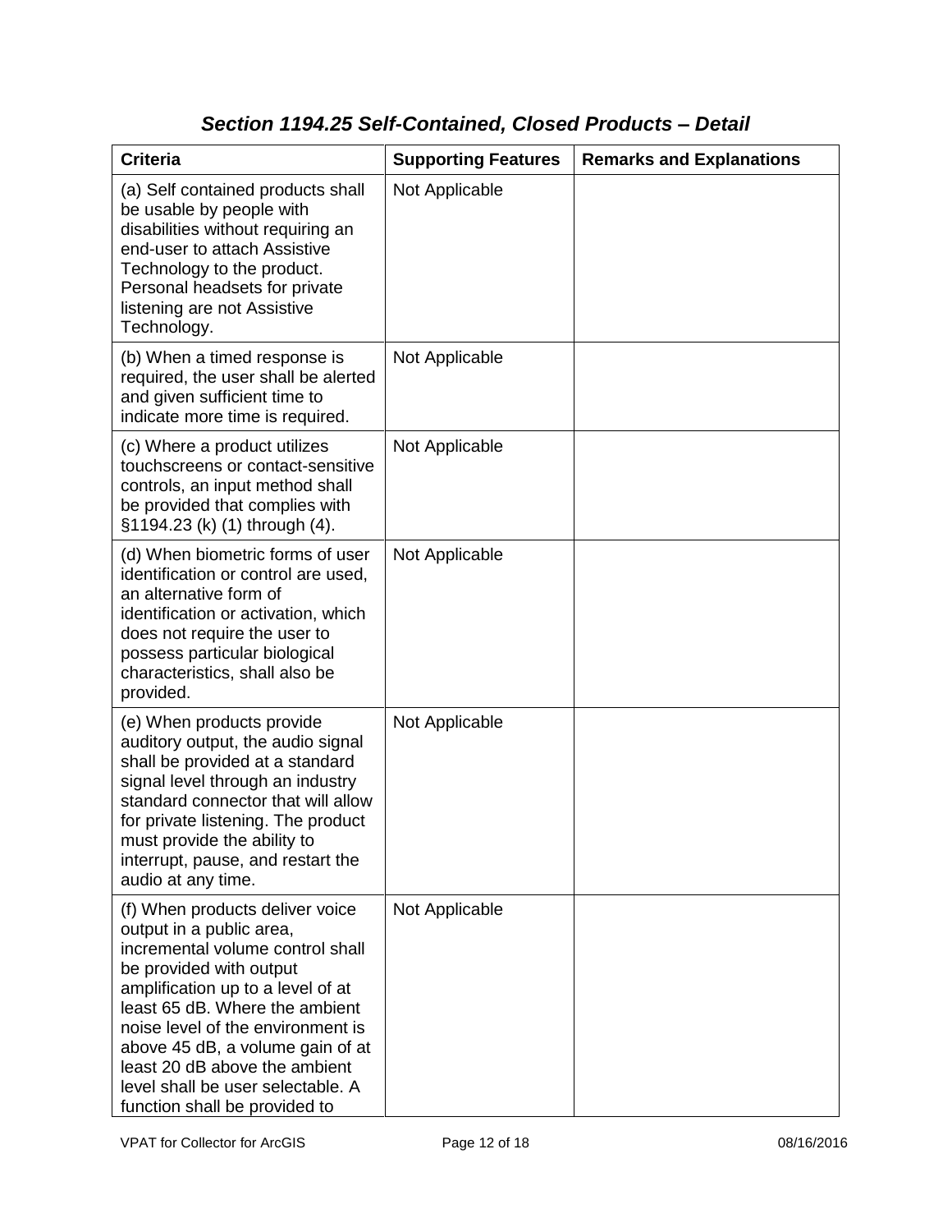### *Section 1194.25 Self-Contained, Closed Products – Detail*

| Criteria | Supporting Features | Remarks and Explanations |
|---|---|---|
| (a) Self contained products shall be usable by people with disabilities without requiring an end-user to attach Assistive Technology to the product. Personal headsets for private listening are not Assistive Technology. | Not Applicable | |
| (b) When a timed response is required, the user shall be alerted and given sufficient time to indicate more time is required. | Not Applicable | |
| (c) Where a product utilizes touchscreens or contact-sensitive controls, an input method shall be provided that complies with §1194.23 (k) (1) through (4). | Not Applicable | |
| (d) When biometric forms of user identification or control are used, an alternative form of identification or activation, which does not require the user to possess particular biological characteristics, shall also be provided. | Not Applicable | |
| (e) When products provide auditory output, the audio signal shall be provided at a standard signal level through an industry standard connector that will allow for private listening. The product must provide the ability to interrupt, pause, and restart the audio at any time. | Not Applicable | |
| (f) When products deliver voice output in a public area, incremental volume control shall be provided with output amplification up to a level of at least 65 dB. Where the ambient noise level of the environment is above 45 dB, a volume gain of at least 20 dB above the ambient level shall be user selectable. A function shall be provided to | Not Applicable | |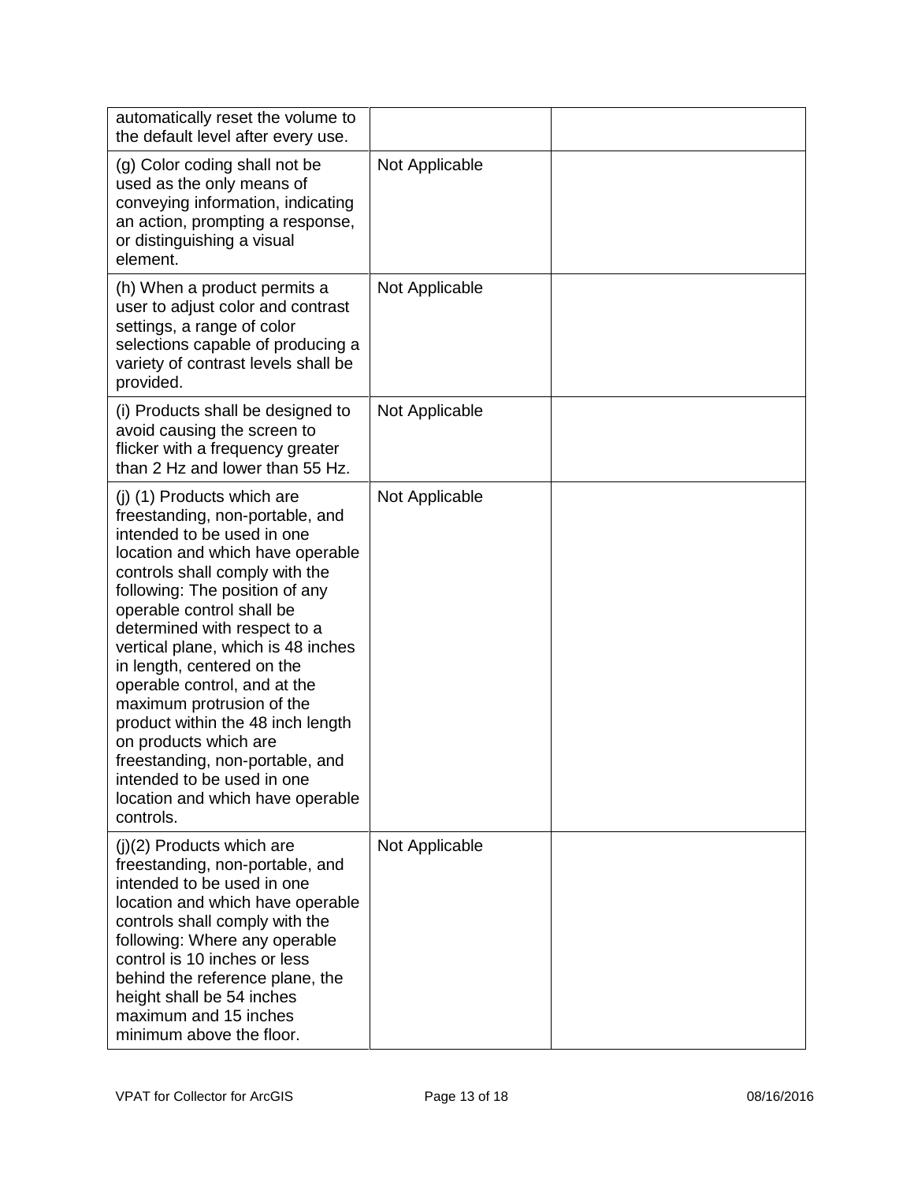| | | |
|---|---|---|
| automatically reset the volume to the default level after every use. | | |
| (g) Color coding shall not be used as the only means of conveying information, indicating an action, prompting a response, or distinguishing a visual element. | Not Applicable | |
| (h) When a product permits a user to adjust color and contrast settings, a range of color selections capable of producing a variety of contrast levels shall be provided. | Not Applicable | |
| (i) Products shall be designed to avoid causing the screen to flicker with a frequency greater than 2 Hz and lower than 55 Hz. | Not Applicable | |
| (j) (1) Products which are freestanding, non-portable, and intended to be used in one location and which have operable controls shall comply with the following: The position of any operable control shall be determined with respect to a vertical plane, which is 48 inches in length, centered on the operable control, and at the maximum protrusion of the product within the 48 inch length on products which are freestanding, non-portable, and intended to be used in one location and which have operable controls. | Not Applicable | |
| (j)(2) Products which are freestanding, non-portable, and intended to be used in one location and which have operable controls shall comply with the following: Where any operable control is 10 inches or less behind the reference plane, the height shall be 54 inches maximum and 15 inches minimum above the floor. | Not Applicable | |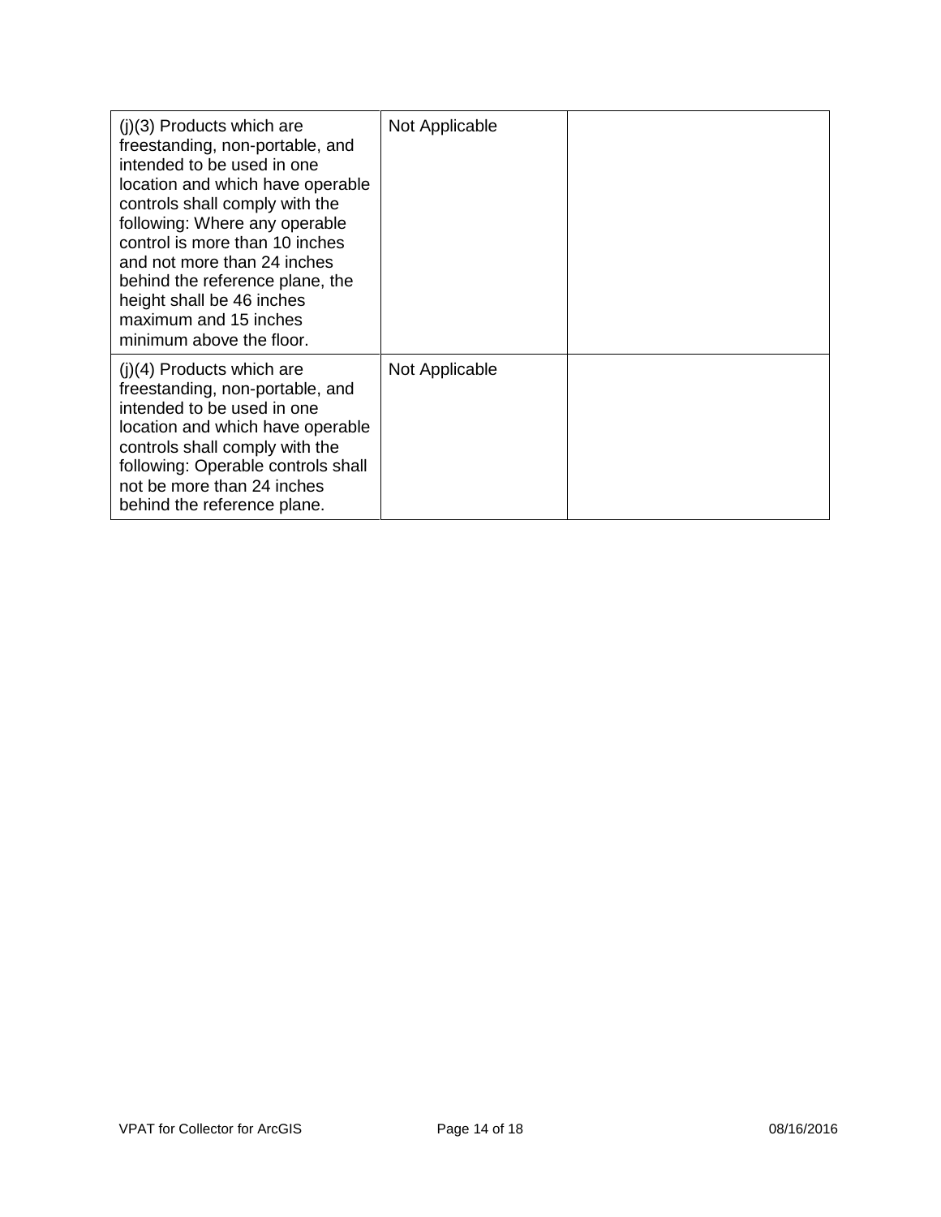| | | |
|---|---|---|
| (j)(3) Products which are freestanding, non-portable, and intended to be used in one location and which have operable controls shall comply with the following: Where any operable control is more than 10 inches and not more than 24 inches behind the reference plane, the height shall be 46 inches maximum and 15 inches minimum above the floor. | Not Applicable | |
| (j)(4) Products which are freestanding, non-portable, and intended to be used in one location and which have operable controls shall comply with the following: Operable controls shall not be more than 24 inches behind the reference plane. | Not Applicable | |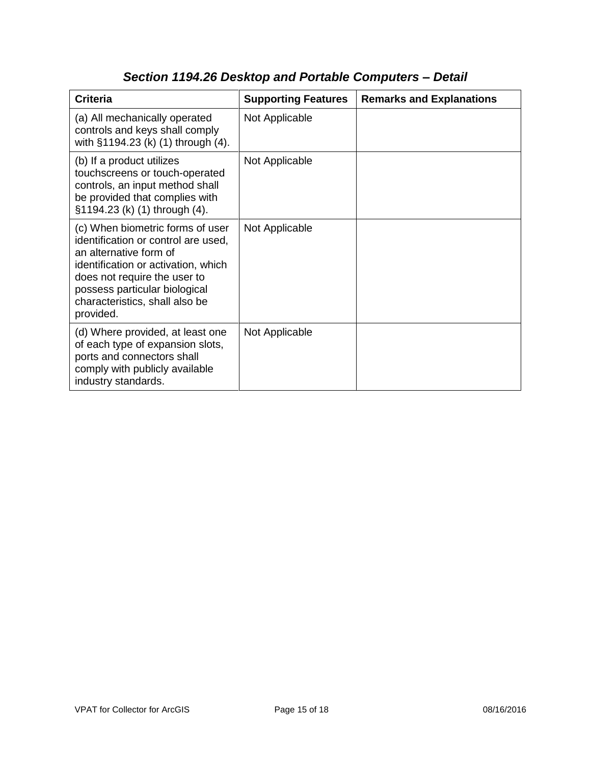### *Section 1194.26 Desktop and Portable Computers – Detail*

| Criteria | Supporting Features | Remarks and Explanations |
|---|---|---|
| (a) All mechanically operated controls and keys shall comply with §1194.23 (k) (1) through (4). | Not Applicable | |
| (b) If a product utilizes touchscreens or touch-operated controls, an input method shall be provided that complies with §1194.23 (k) (1) through (4). | Not Applicable | |
| (c) When biometric forms of user identification or control are used, an alternative form of identification or activation, which does not require the user to possess particular biological characteristics, shall also be provided. | Not Applicable | |
| (d) Where provided, at least one of each type of expansion slots, ports and connectors shall comply with publicly available industry standards. | Not Applicable | |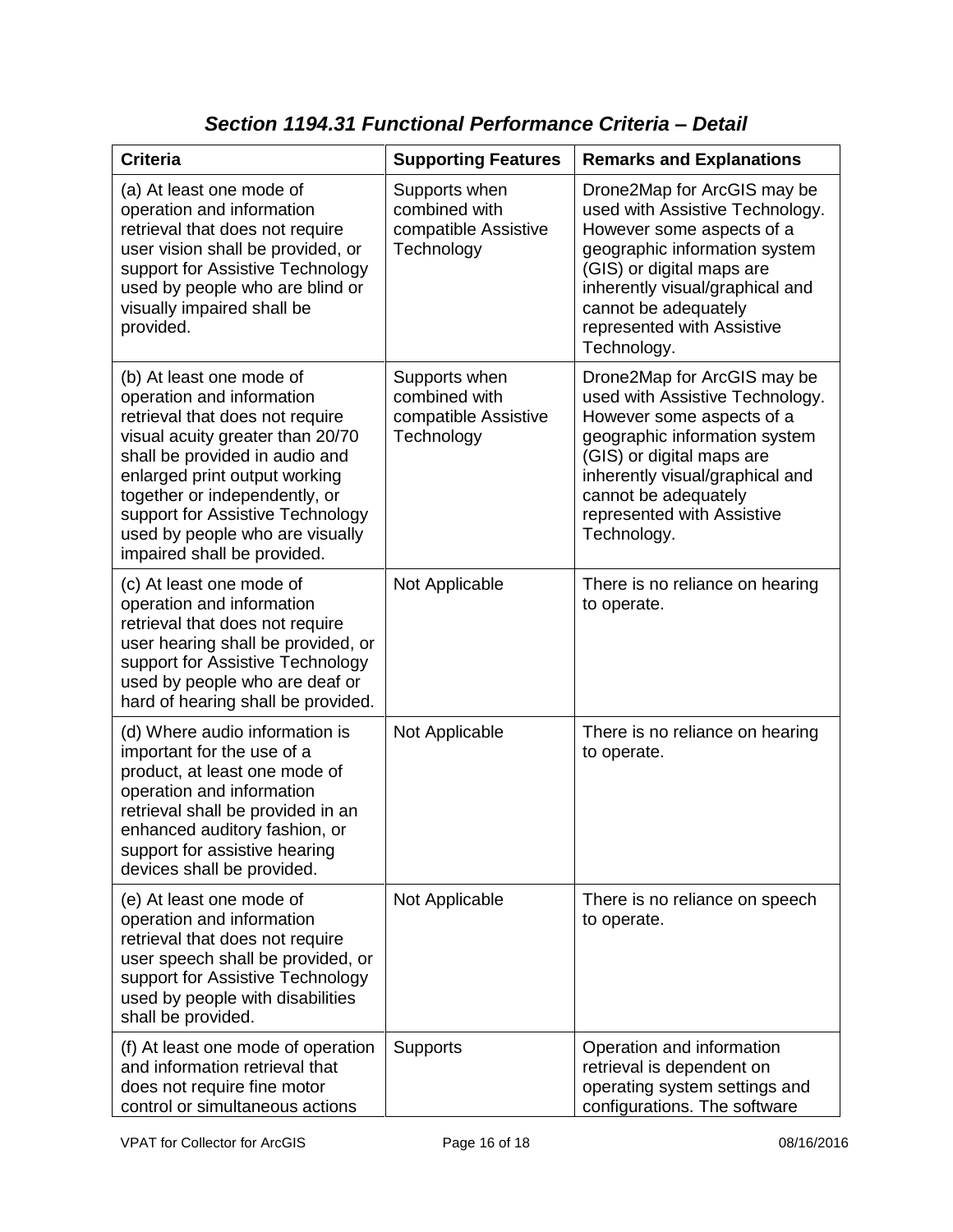### *Section 1194.31 Functional Performance Criteria – Detail*

| Criteria | Supporting Features | Remarks and Explanations |
| --- | --- | --- |
| (a) At least one mode of operation and information retrieval that does not require user vision shall be provided, or support for Assistive Technology used by people who are blind or visually impaired shall be provided. | Supports when combined with compatible Assistive Technology | Drone2Map for ArcGIS may be used with Assistive Technology. However some aspects of a geographic information system (GIS) or digital maps are inherently visual/graphical and cannot be adequately represented with Assistive Technology. |
| (b) At least one mode of operation and information retrieval that does not require visual acuity greater than 20/70 shall be provided in audio and enlarged print output working together or independently, or support for Assistive Technology used by people who are visually impaired shall be provided. | Supports when combined with compatible Assistive Technology | Drone2Map for ArcGIS may be used with Assistive Technology. However some aspects of a geographic information system (GIS) or digital maps are inherently visual/graphical and cannot be adequately represented with Assistive Technology. |
| (c) At least one mode of operation and information retrieval that does not require user hearing shall be provided, or support for Assistive Technology used by people who are deaf or hard of hearing shall be provided. | Not Applicable | There is no reliance on hearing to operate. |
| (d) Where audio information is important for the use of a product, at least one mode of operation and information retrieval shall be provided in an enhanced auditory fashion, or support for assistive hearing devices shall be provided. | Not Applicable | There is no reliance on hearing to operate. |
| (e) At least one mode of operation and information retrieval that does not require user speech shall be provided, or support for Assistive Technology used by people with disabilities shall be provided. | Not Applicable | There is no reliance on speech to operate. |
| (f) At least one mode of operation and information retrieval that does not require fine motor control or simultaneous actions | Supports | Operation and information retrieval is dependent on operating system settings and configurations. The software |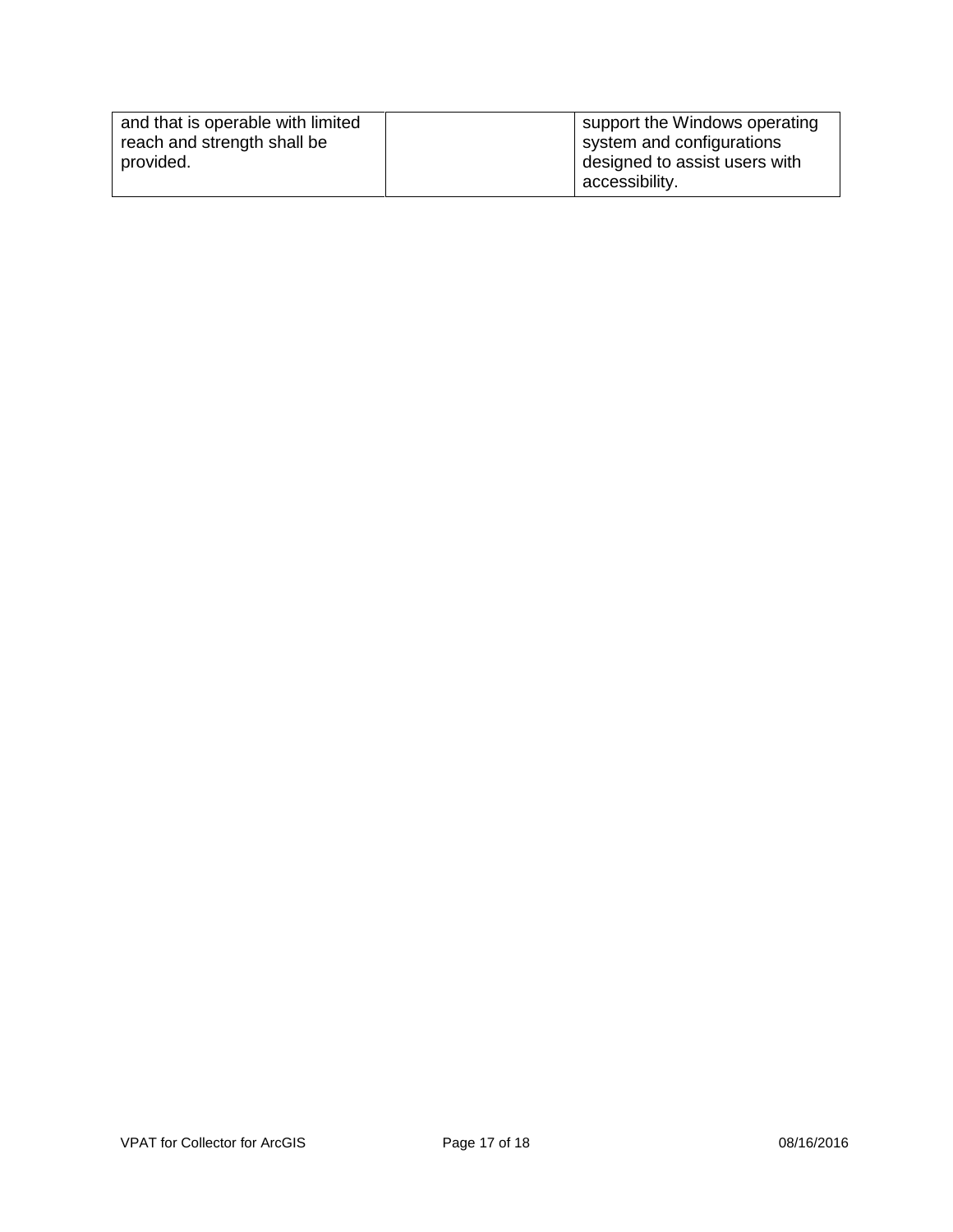| | | |
|---|---|---|
| and that is operable with limited reach and strength shall be provided. | | support the Windows operating system and configurations designed to assist users with accessibility. |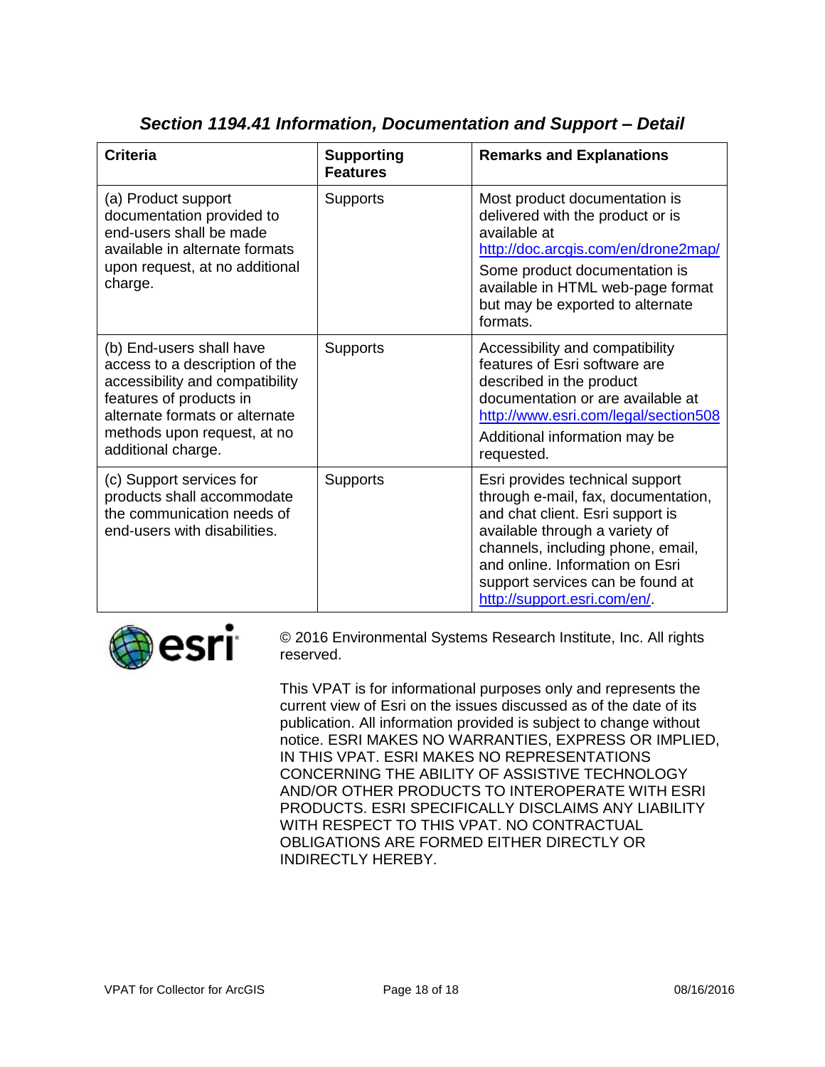### *Section 1194.41 Information, Documentation and Support – Detail*

| Criteria | Supporting Features | Remarks and Explanations |
|---|---|---|
| (a) Product support documentation provided to end-users shall be made available in alternate formats upon request, at no additional charge. | Supports | Most product documentation is delivered with the product or is available at http://doc.arcgis.com/en/drone2map/ Some product documentation is available in HTML web-page format but may be exported to alternate formats. |
| (b) End-users shall have access to a description of the accessibility and compatibility features of products in alternate formats or alternate methods upon request, at no additional charge. | Supports | Accessibility and compatibility features of Esri software are described in the product documentation or are available at http://www.esri.com/legal/section508 Additional information may be requested. |
| (c) Support services for products shall accommodate the communication needs of end-users with disabilities. | Supports | Esri provides technical support through e-mail, fax, documentation, and chat client. Esri support is available through a variety of channels, including phone, email, and online. Information on Esri support services can be found at http://support.esri.com/en/. |

esri

© 2016 Environmental Systems Research Institute, Inc. All rights reserved.

This VPAT is for informational purposes only and represents the current view of Esri on the issues discussed as of the date of its publication. All information provided is subject to change without notice. ESRI MAKES NO WARRANTIES, EXPRESS OR IMPLIED, IN THIS VPAT. ESRI MAKES NO REPRESENTATIONS CONCERNING THE ABILITY OF ASSISTIVE TECHNOLOGY AND/OR OTHER PRODUCTS TO INTEROPERATE WITH ESRI PRODUCTS. ESRI SPECIFICALLY DISCLAIMS ANY LIABILITY WITH RESPECT TO THIS VPAT. NO CONTRACTUAL OBLIGATIONS ARE FORMED EITHER DIRECTLY OR INDIRECTLY HEREBY.